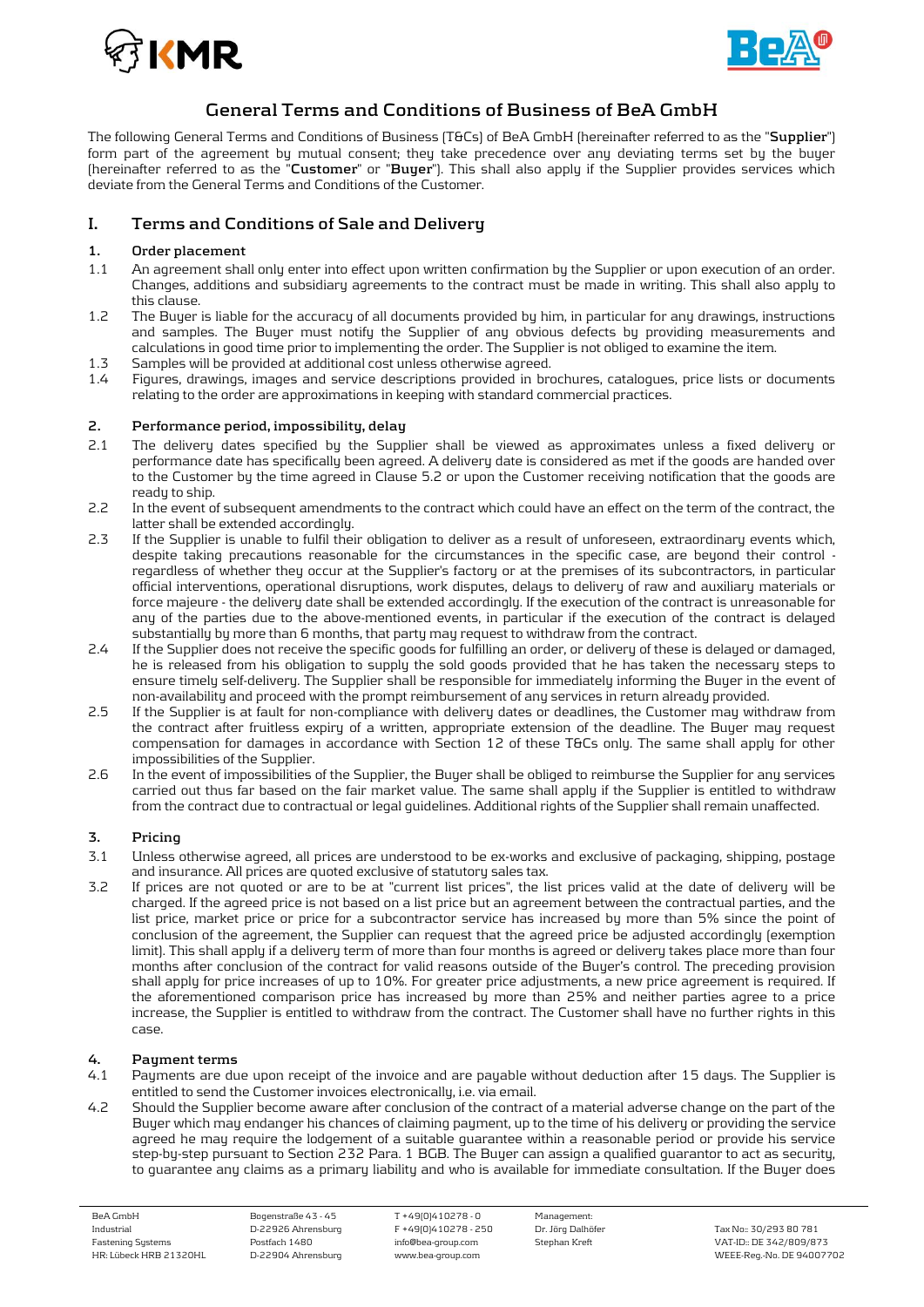# General Terms and Conditions of Business of BeA GmbH

The following General Terms and Conditions of Business (T&Cs) of BeA GmbH (hereinafter referred to as the "**Supplier**") form part of the agreement by mutual consent; they take precedence over any deviating terms set by the buyer (hereinafter referred to as the "**Customer**" or "**Buyer**"). This shall also apply if the Supplier provides services which deviate from the General Terms and Conditions of the Customer.

## I. Terms and Conditions of Sale and Delivery

### 1. Order placement

1.1 An agreement shall only enter into effect upon written confirmation by the Supplier or upon execution of an order. Changes, additions and subsidiary agreements to the contract must be made in writing. This shall also apply to this clause.

1.2 The Buyer is liable for the accuracy of all documents provided by him, in particular for any drawings, instructions and samples. The Buyer must notify the Supplier of any obvious defects by providing measurements and calculations in good time prior to implementing the order. The Supplier is not obliged to examine the item.

1.3 Samples will be provided at additional cost unless otherwise agreed.

1.4 Figures, drawings, images and service descriptions provided in brochures, catalogues, price lists or documents relating to the order are approximations in keeping with standard commercial practices.

### 2. Performance period, impossibility, delay

2.1 The delivery dates specified by the Supplier shall be viewed as approximates unless a fixed delivery or performance date has specifically been agreed. A delivery date is considered as met if the goods are handed over to the Customer by the time agreed in Clause 5.2 or upon the Customer receiving notification that the goods are ready to ship.

2.2 In the event of subsequent amendments to the contract which could have an effect on the term of the contract, the latter shall be extended accordingly.

2.3 If the Supplier is unable to fulfil their obligation to deliver as a result of unforeseen, extraordinary events which, despite taking precautions reasonable for the circumstances in the specific case, are beyond their control - regardless of whether they occur at the Supplier's factory or at the premises of its subcontractors, in particular official interventions, operational disruptions, work disputes, delays to delivery of raw and auxiliary materials or force majeure - the delivery date shall be extended accordingly. If the execution of the contract is unreasonable for any of the parties due to the above-mentioned events, in particular if the execution of the contract is delayed substantially by more than 6 months, that party may request to withdraw from the contract.

2.4 If the Supplier does not receive the specific goods for fulfilling an order, or delivery of these is delayed or damaged, he is released from his obligation to supply the sold goods provided that he has taken the necessary steps to ensure timely self-delivery. The Supplier shall be responsible for immediately informing the Buyer in the event of non-availability and proceed with the prompt reimbursement of any services in return already provided.

2.5 If the Supplier is at fault for non-compliance with delivery dates or deadlines, the Customer may withdraw from the contract after fruitless expiry of a written, appropriate extension of the deadline. The Buyer may request compensation for damages in accordance with Section 12 of these T&Cs only. The same shall apply for other impossibilities of the Supplier.

2.6 In the event of impossibilities of the Supplier, the Buyer shall be obliged to reimburse the Supplier for any services carried out thus far based on the fair market value. The same shall apply if the Supplier is entitled to withdraw from the contract due to contractual or legal guidelines. Additional rights of the Supplier shall remain unaffected.

### 3. Pricing

3.1 Unless otherwise agreed, all prices are understood to be ex-works and exclusive of packaging, shipping, postage and insurance. All prices are quoted exclusive of statutory sales tax.

3.2 If prices are not quoted or are to be at "current list prices", the list prices valid at the date of delivery will be charged. If the agreed price is not based on a list price but an agreement between the contractual parties, and the list price, market price or price for a subcontractor service has increased by more than 5% since the point of conclusion of the agreement, the Supplier can request that the agreed price be adjusted accordingly (exemption limit). This shall apply if a delivery term of more than four months is agreed or delivery takes place more than four months after conclusion of the contract for valid reasons outside of the Buyer's control. The preceding provision shall apply for price increases of up to 10%. For greater price adjustments, a new price agreement is required. If the aforementioned comparison price has increased by more than 25% and neither parties agree to a price increase, the Supplier is entitled to withdraw from the contract. The Customer shall have no further rights in this case.

### 4. Payment terms

4.1 Payments are due upon receipt of the invoice and are payable without deduction after 15 days. The Supplier is entitled to send the Customer invoices electronically, i.e. via email.

4.2 Should the Supplier become aware after conclusion of the contract of a material adverse change on the part of the Buyer which may endanger his chances of claiming payment, up to the time of his delivery or providing the service agreed he may require the lodgement of a suitable guarantee within a reasonable period or provide his service step-by-step pursuant to Section 232 Para. 1 BGB. The Buyer can assign a qualified guarantor to act as security, to guarantee any claims as a primary liability and who is available for immediate consultation. If the Buyer does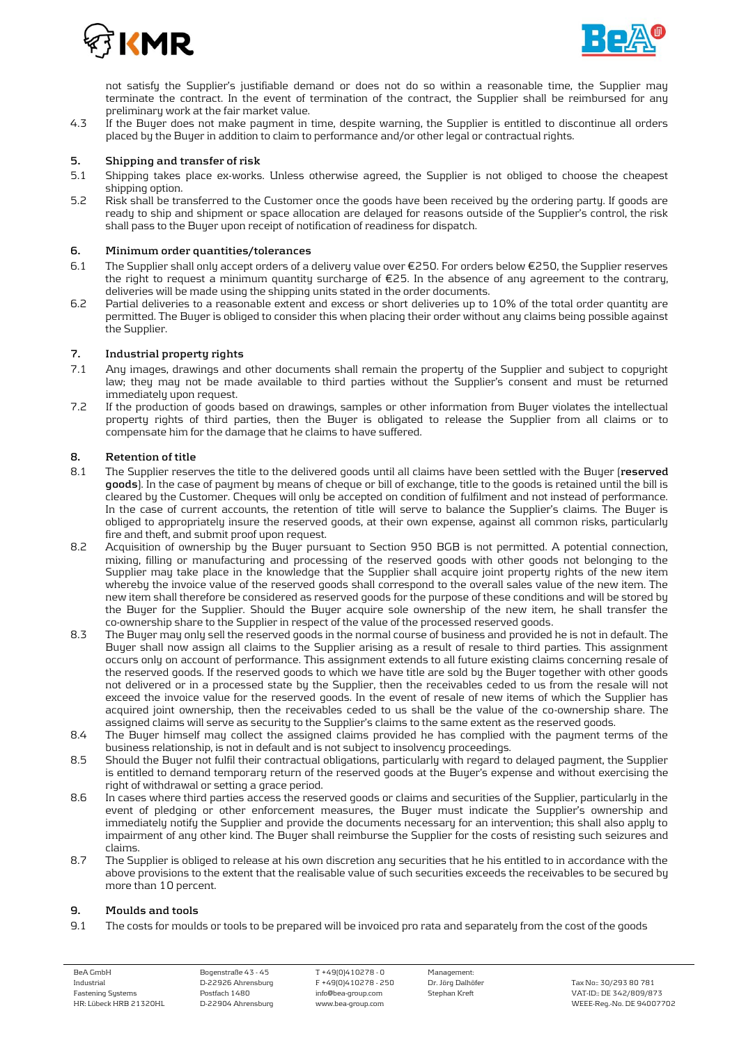not satisfy the Supplier's justifiable demand or does not do so within a reasonable time, the Supplier may terminate the contract. In the event of termination of the contract, the Supplier shall be reimbursed for any preliminary work at the fair market value.

4.3 If the Buyer does not make payment in time, despite warning, the Supplier is entitled to discontinue all orders placed by the Buyer in addition to claim to performance and/or other legal or contractual rights.

## 5. Shipping and transfer of risk

5.1 Shipping takes place ex-works. Unless otherwise agreed, the Supplier is not obliged to choose the cheapest shipping option.

5.2 Risk shall be transferred to the Customer once the goods have been received by the ordering party. If goods are ready to ship and shipment or space allocation are delayed for reasons outside of the Supplier's control, the risk shall pass to the Buyer upon receipt of notification of readiness for dispatch.

## 6. Minimum order quantities/tolerances

6.1 The Supplier shall only accept orders of a delivery value over €250. For orders below €250, the Supplier reserves the right to request a minimum quantity surcharge of €25. In the absence of any agreement to the contrary, deliveries will be made using the shipping units stated in the order documents.

6.2 Partial deliveries to a reasonable extent and excess or short deliveries up to 10% of the total order quantity are permitted. The Buyer is obliged to consider this when placing their order without any claims being possible against the Supplier.

## 7. Industrial property rights

7.1 Any images, drawings and other documents shall remain the property of the Supplier and subject to copyright law; they may not be made available to third parties without the Supplier's consent and must be returned immediately upon request.

7.2 If the production of goods based on drawings, samples or other information from Buyer violates the intellectual property rights of third parties, then the Buyer is obligated to release the Supplier from all claims or to compensate him for the damage that he claims to have suffered.

## 8. Retention of title

8.1 The Supplier reserves the title to the delivered goods until all claims have been settled with the Buyer (**reserved goods**). In the case of payment by means of cheque or bill of exchange, title to the goods is retained until the bill is cleared by the Customer. Cheques will only be accepted on condition of fulfilment and not instead of performance. In the case of current accounts, the retention of title will serve to balance the Supplier's claims. The Buyer is obliged to appropriately insure the reserved goods, at their own expense, against all common risks, particularly fire and theft, and submit proof upon request.

8.2 Acquisition of ownership by the Buyer pursuant to Section 950 BGB is not permitted. A potential connection, mixing, filling or manufacturing and processing of the reserved goods with other goods not belonging to the Supplier may take place in the knowledge that the Supplier shall acquire joint property rights of the new item whereby the invoice value of the reserved goods shall correspond to the overall sales value of the new item. The new item shall therefore be considered as reserved goods for the purpose of these conditions and will be stored by the Buyer for the Supplier. Should the Buyer acquire sole ownership of the new item, he shall transfer the co-ownership share to the Supplier in respect of the value of the processed reserved goods.

8.3 The Buyer may only sell the reserved goods in the normal course of business and provided he is not in default. The Buyer shall now assign all claims to the Supplier arising as a result of resale to third parties. This assignment occurs only on account of performance. This assignment extends to all future existing claims concerning resale of the reserved goods. If the reserved goods to which we have title are sold by the Buyer together with other goods not delivered or in a processed state by the Supplier, then the receivables ceded to us from the resale will not exceed the invoice value for the reserved goods. In the event of resale of new items of which the Supplier has acquired joint ownership, then the receivables ceded to us shall be the value of the co-ownership share. The assigned claims will serve as security to the Supplier's claims to the same extent as the reserved goods.

8.4 The Buyer himself may collect the assigned claims provided he has complied with the payment terms of the business relationship, is not in default and is not subject to insolvency proceedings.

8.5 Should the Buyer not fulfil their contractual obligations, particularly with regard to delayed payment, the Supplier is entitled to demand temporary return of the reserved goods at the Buyer's expense and without exercising the right of withdrawal or setting a grace period.

8.6 In cases where third parties access the reserved goods or claims and securities of the Supplier, particularly in the event of pledging or other enforcement measures, the Buyer must indicate the Supplier's ownership and immediately notify the Supplier and provide the documents necessary for an intervention; this shall also apply to impairment of any other kind. The Buyer shall reimburse the Supplier for the costs of resisting such seizures and claims.

8.7 The Supplier is obliged to release at his own discretion any securities that he his entitled to in accordance with the above provisions to the extent that the realisable value of such securities exceeds the receivables to be secured by more than 10 percent.

## 9. Moulds and tools

9.1 The costs for moulds or tools to be prepared will be invoiced pro rata and separately from the cost of the goods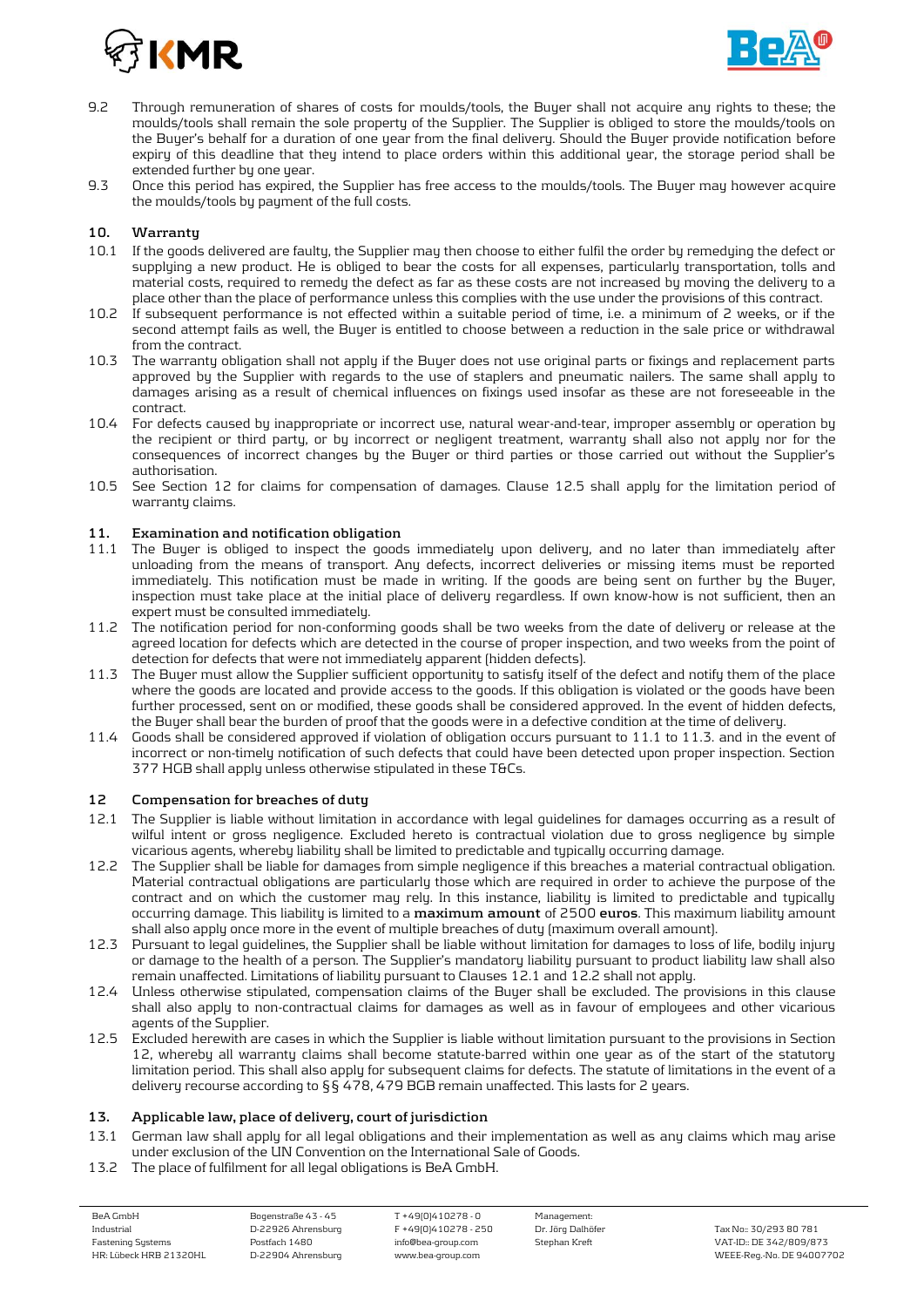9.2 Through remuneration of shares of costs for moulds/tools, the Buyer shall not acquire any rights to these; the moulds/tools shall remain the sole property of the Supplier. The Supplier is obliged to store the moulds/tools on the Buyer's behalf for a duration of one year from the final delivery. Should the Buyer provide notification before expiry of this deadline that they intend to place orders within this additional year, the storage period shall be extended further by one year.

9.3 Once this period has expired, the Supplier has free access to the moulds/tools. The Buyer may however acquire the moulds/tools by payment of the full costs.

## 10. Warranty

10.1 If the goods delivered are faulty, the Supplier may then choose to either fulfil the order by remedying the defect or supplying a new product. He is obliged to bear the costs for all expenses, particularly transportation, tolls and material costs, required to remedy the defect as far as these costs are not increased by moving the delivery to a place other than the place of performance unless this complies with the use under the provisions of this contract.

10.2 If subsequent performance is not effected within a suitable period of time, i.e. a minimum of 2 weeks, or if the second attempt fails as well, the Buyer is entitled to choose between a reduction in the sale price or withdrawal from the contract.

10.3 The warranty obligation shall not apply if the Buyer does not use original parts or fixings and replacement parts approved by the Supplier with regards to the use of staplers and pneumatic nailers. The same shall apply to damages arising as a result of chemical influences on fixings used insofar as these are not foreseeable in the contract.

10.4 For defects caused by inappropriate or incorrect use, natural wear-and-tear, improper assembly or operation by the recipient or third party, or by incorrect or negligent treatment, warranty shall also not apply nor for the consequences of incorrect changes by the Buyer or third parties or those carried out without the Supplier's authorisation.

10.5 See Section 12 for claims for compensation of damages. Clause 12.5 shall apply for the limitation period of warranty claims.

## 11. Examination and notification obligation

11.1 The Buyer is obliged to inspect the goods immediately upon delivery, and no later than immediately after unloading from the means of transport. Any defects, incorrect deliveries or missing items must be reported immediately. This notification must be made in writing. If the goods are being sent on further by the Buyer, inspection must take place at the initial place of delivery regardless. If own know-how is not sufficient, then an expert must be consulted immediately.

11.2 The notification period for non-conforming goods shall be two weeks from the date of delivery or release at the agreed location for defects which are detected in the course of proper inspection, and two weeks from the point of detection for defects that were not immediately apparent (hidden defects).

11.3 The Buyer must allow the Supplier sufficient opportunity to satisfy itself of the defect and notify them of the place where the goods are located and provide access to the goods. If this obligation is violated or the goods have been further processed, sent on or modified, these goods shall be considered approved. In the event of hidden defects, the Buyer shall bear the burden of proof that the goods were in a defective condition at the time of delivery.

11.4 Goods shall be considered approved if violation of obligation occurs pursuant to 11.1 to 11.3. and in the event of incorrect or non-timely notification of such defects that could have been detected upon proper inspection. Section 377 HGB shall apply unless otherwise stipulated in these T&Cs.

## 12 Compensation for breaches of duty

12.1 The Supplier is liable without limitation in accordance with legal guidelines for damages occurring as a result of wilful intent or gross negligence. Excluded hereto is contractual violation due to gross negligence by simple vicarious agents, whereby liability shall be limited to predictable and typically occurring damage.

12.2 The Supplier shall be liable for damages from simple negligence if this breaches a material contractual obligation. Material contractual obligations are particularly those which are required in order to achieve the purpose of the contract and on which the customer may rely. In this instance, liability is limited to predictable and typically occurring damage. This liability is limited to a **maximum amount** of 2500 **euros**. This maximum liability amount shall also apply once more in the event of multiple breaches of duty (maximum overall amount).

12.3 Pursuant to legal guidelines, the Supplier shall be liable without limitation for damages to loss of life, bodily injury or damage to the health of a person. The Supplier's mandatory liability pursuant to product liability law shall also remain unaffected. Limitations of liability pursuant to Clauses 12.1 and 12.2 shall not apply.

12.4 Unless otherwise stipulated, compensation claims of the Buyer shall be excluded. The provisions in this clause shall also apply to non-contractual claims for damages as well as in favour of employees and other vicarious agents of the Supplier.

12.5 Excluded herewith are cases in which the Supplier is liable without limitation pursuant to the provisions in Section 12, whereby all warranty claims shall become statute-barred within one year as of the start of the statutory limitation period. This shall also apply for subsequent claims for defects. The statute of limitations in the event of a delivery recourse according to §§ 478, 479 BGB remain unaffected. This lasts for 2 years.

## 13. Applicable law, place of delivery, court of jurisdiction

13.1 German law shall apply for all legal obligations and their implementation as well as any claims which may arise under exclusion of the UN Convention on the International Sale of Goods.

13.2 The place of fulfilment for all legal obligations is BeA GmbH.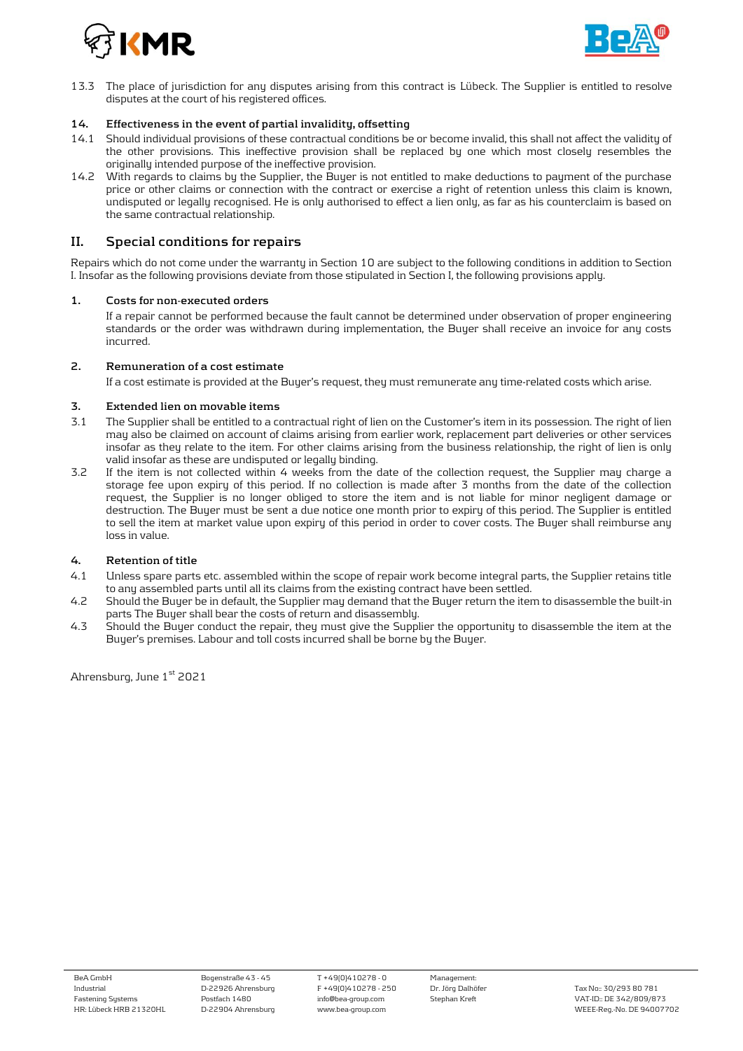13.3 The place of jurisdiction for any disputes arising from this contract is Lübeck. The Supplier is entitled to resolve disputes at the court of his registered offices.

### 14. Effectiveness in the event of partial invalidity, offsetting

14.1 Should individual provisions of these contractual conditions be or become invalid, this shall not affect the validity of the other provisions. This ineffective provision shall be replaced by one which most closely resembles the originally intended purpose of the ineffective provision.

14.2 With regards to claims by the Supplier, the Buyer is not entitled to make deductions to payment of the purchase price or other claims or connection with the contract or exercise a right of retention unless this claim is known, undisputed or legally recognised. He is only authorised to effect a lien only, as far as his counterclaim is based on the same contractual relationship.

## II. Special conditions for repairs

Repairs which do not come under the warranty in Section 10 are subject to the following conditions in addition to Section I. Insofar as the following provisions deviate from those stipulated in Section I, the following provisions apply.

### 1. Costs for non-executed orders

If a repair cannot be performed because the fault cannot be determined under observation of proper engineering standards or the order was withdrawn during implementation, the Buyer shall receive an invoice for any costs incurred.

### 2. Remuneration of a cost estimate

If a cost estimate is provided at the Buyer's request, they must remunerate any time-related costs which arise.

### 3. Extended lien on movable items

3.1 The Supplier shall be entitled to a contractual right of lien on the Customer's item in its possession. The right of lien may also be claimed on account of claims arising from earlier work, replacement part deliveries or other services insofar as they relate to the item. For other claims arising from the business relationship, the right of lien is only valid insofar as these are undisputed or legally binding.

3.2 If the item is not collected within 4 weeks from the date of the collection request, the Supplier may charge a storage fee upon expiry of this period. If no collection is made after 3 months from the date of the collection request, the Supplier is no longer obliged to store the item and is not liable for minor negligent damage or destruction. The Buyer must be sent a due notice one month prior to expiry of this period. The Supplier is entitled to sell the item at market value upon expiry of this period in order to cover costs. The Buyer shall reimburse any loss in value.

### 4. Retention of title

4.1 Unless spare parts etc. assembled within the scope of repair work become integral parts, the Supplier retains title to any assembled parts until all its claims from the existing contract have been settled.

4.2 Should the Buyer be in default, the Supplier may demand that the Buyer return the item to disassemble the built-in parts The Buyer shall bear the costs of return and disassembly.

4.3 Should the Buyer conduct the repair, they must give the Supplier the opportunity to disassemble the item at the Buyer's premises. Labour and toll costs incurred shall be borne by the Buyer.

Ahrensburg, June 1st 2021